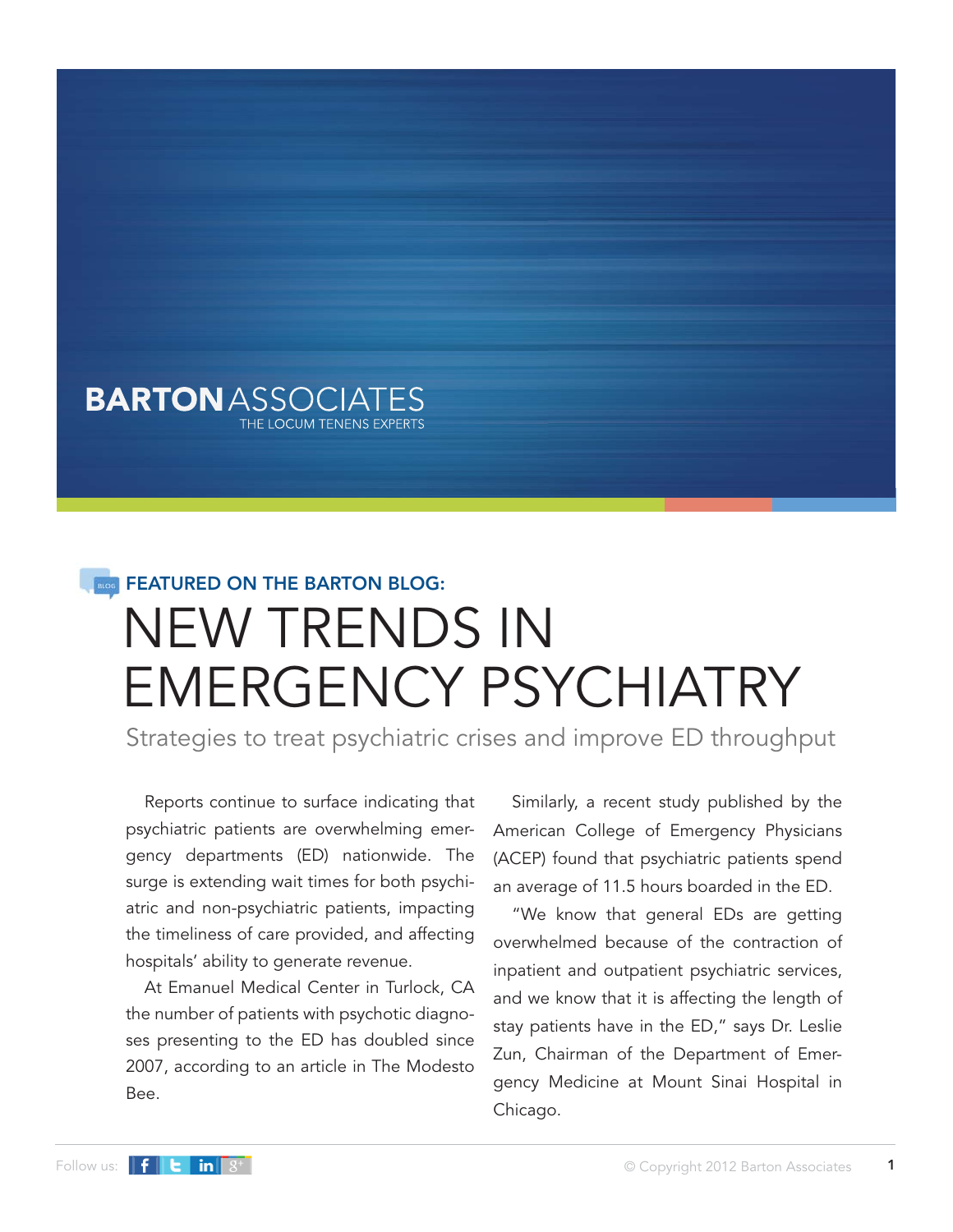BARTON ASSOCIATES
THE LOCUM TENENS EXPERTS

FEATURED ON THE BARTON BLOG:

# NEW TRENDS IN EMERGENCY PSYCHIATRY

## Strategies to treat psychiatric crises and improve ED throughput

Reports continue to surface indicating that psychiatric patients are overwhelming emergency departments (ED) nationwide. The surge is extending wait times for both psychiatric and non-psychiatric patients, impacting the timeliness of care provided, and affecting hospitals' ability to generate revenue.

At Emanuel Medical Center in Turlock, CA the number of patients with psychotic diagnoses presenting to the ED has doubled since 2007, according to an article in The Modesto Bee.

Similarly, a recent study published by the American College of Emergency Physicians (ACEP) found that psychiatric patients spend an average of 11.5 hours boarded in the ED.

"We know that general EDs are getting overwhelmed because of the contraction of inpatient and outpatient psychiatric services, and we know that it is affecting the length of stay patients have in the ED," says Dr. Leslie Zun, Chairman of the Department of Emergency Medicine at Mount Sinai Hospital in Chicago.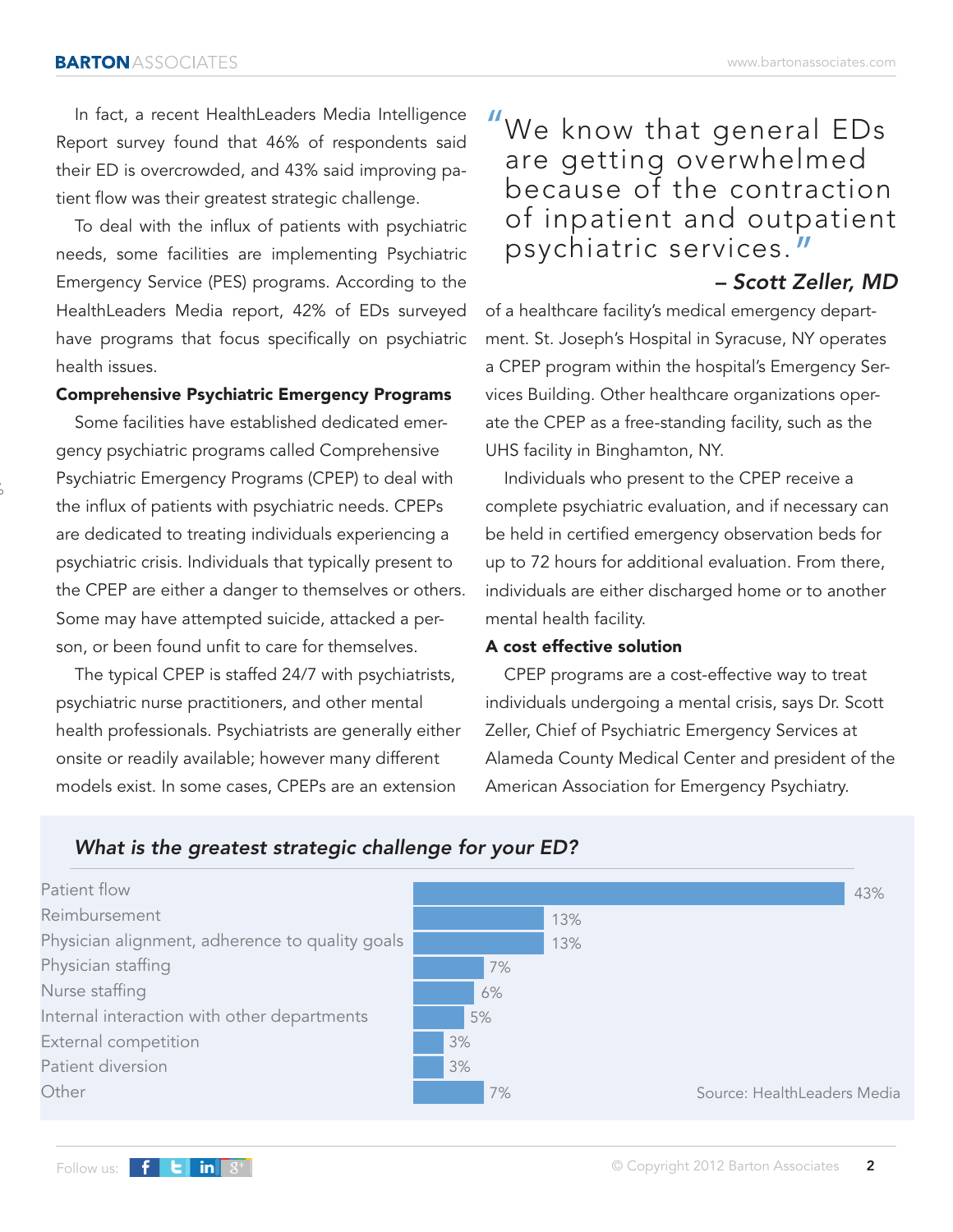In fact, a recent HealthLeaders Media Intelligence Report survey found that 46% of respondents said their ED is overcrowded, and 43% said improving patient flow was their greatest strategic challenge.

To deal with the influx of patients with psychiatric needs, some facilities are implementing Psychiatric Emergency Service (PES) programs. According to the HealthLeaders Media report, 42% of EDs surveyed have programs that focus specifically on psychiatric health issues.

**Comprehensive Psychiatric Emergency Programs**

Some facilities have established dedicated emergency psychiatric programs called Comprehensive Psychiatric Emergency Programs (CPEP) to deal with the influx of patients with psychiatric needs. CPEPs are dedicated to treating individuals experiencing a psychiatric crisis. Individuals that typically present to the CPEP are either a danger to themselves or others. Some may have attempted suicide, attacked a person, or been found unfit to care for themselves.

The typical CPEP is staffed 24/7 with psychiatrists, psychiatric nurse practitioners, and other mental health professionals. Psychiatrists are generally either onsite or readily available; however many different models exist. In some cases, CPEPs are an extension of a healthcare facility's medical emergency department. St. Joseph's Hospital in Syracuse, NY operates a CPEP program within the hospital's Emergency Services Building. Other healthcare organizations operate the CPEP as a free-standing facility, such as the UHS facility in Binghamton, NY.

> "We know that general EDs are getting overwhelmed because of the contraction of inpatient and outpatient psychiatric services."
>
> ***– Scott Zeller, MD***

Individuals who present to the CPEP receive a complete psychiatric evaluation, and if necessary can be held in certified emergency observation beds for up to 72 hours for additional evaluation. From there, individuals are either discharged home or to another mental health facility.

**A cost effective solution**

CPEP programs are a cost-effective way to treat individuals undergoing a mental crisis, says Dr. Scott Zeller, Chief of Psychiatric Emergency Services at Alameda County Medical Center and president of the American Association for Emergency Psychiatry.

***What is the greatest strategic challenge for your ED?***

| Challenge | Percentage |
|---|---|
| Patient flow | 43% |
| Reimbursement | 13% |
| Physician alignment, adherence to quality goals | 13% |
| Physician staffing | 7% |
| Nurse staffing | 6% |
| Internal interaction with other departments | 5% |
| External competition | 3% |
| Patient diversion | 3% |
| Other | 7% |

Source: HealthLeaders Media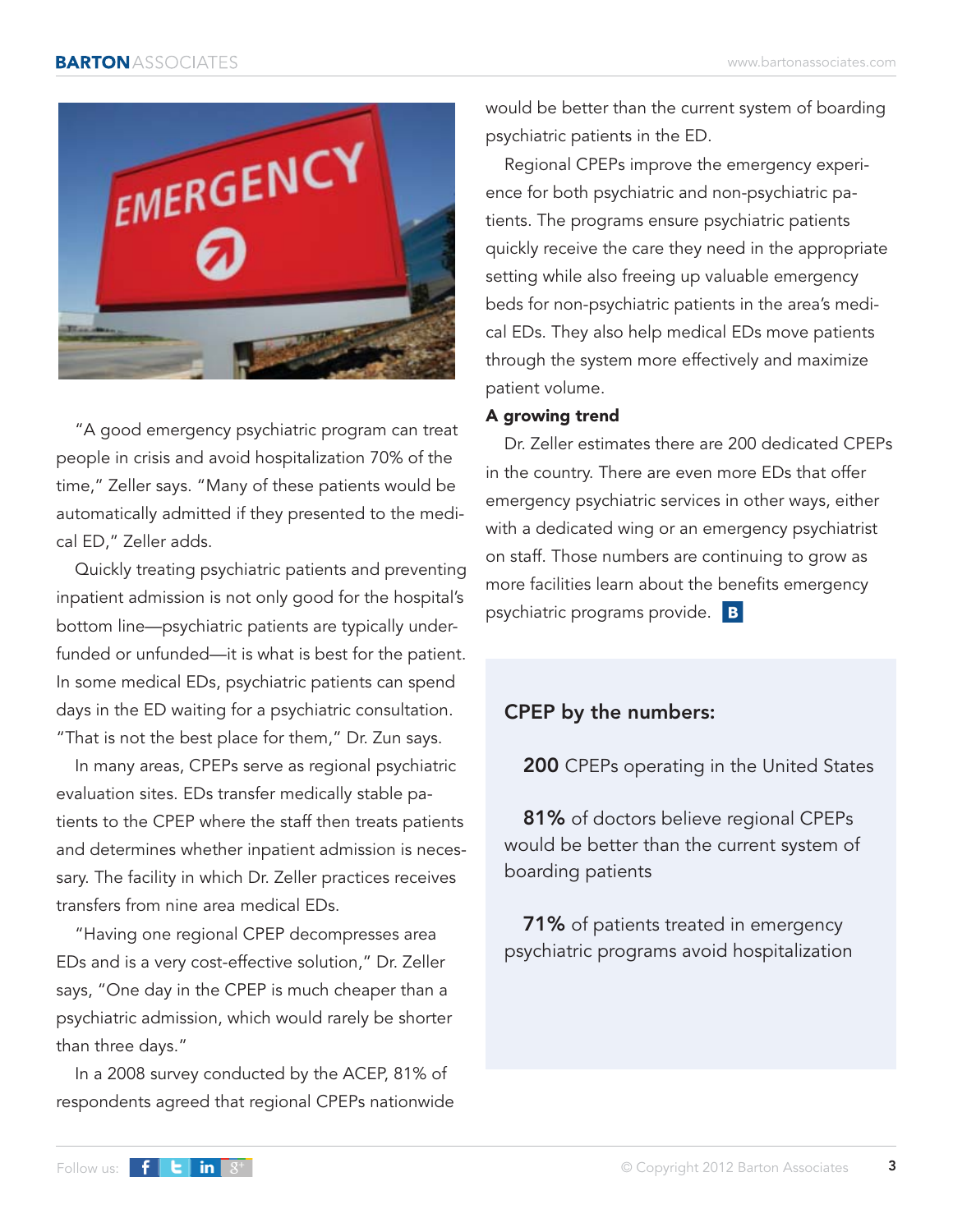"A good emergency psychiatric program can treat people in crisis and avoid hospitalization 70% of the time," Zeller says. "Many of these patients would be automatically admitted if they presented to the medical ED," Zeller adds.

Quickly treating psychiatric patients and preventing inpatient admission is not only good for the hospital's bottom line—psychiatric patients are typically underfunded or unfunded—it is what is best for the patient. In some medical EDs, psychiatric patients can spend days in the ED waiting for a psychiatric consultation. "That is not the best place for them," Dr. Zun says.

In many areas, CPEPs serve as regional psychiatric evaluation sites. EDs transfer medically stable patients to the CPEP where the staff then treats patients and determines whether inpatient admission is necessary. The facility in which Dr. Zeller practices receives transfers from nine area medical EDs.

"Having one regional CPEP decompresses area EDs and is a very cost-effective solution," Dr. Zeller says, "One day in the CPEP is much cheaper than a psychiatric admission, which would rarely be shorter than three days."

In a 2008 survey conducted by the ACEP, 81% of respondents agreed that regional CPEPs nationwide would be better than the current system of boarding psychiatric patients in the ED.

Regional CPEPs improve the emergency experience for both psychiatric and non-psychiatric patients. The programs ensure psychiatric patients quickly receive the care they need in the appropriate setting while also freeing up valuable emergency beds for non-psychiatric patients in the area's medical EDs. They also help medical EDs move patients through the system more effectively and maximize patient volume.

**A growing trend**

Dr. Zeller estimates there are 200 dedicated CPEPs in the country. There are even more EDs that offer emergency psychiatric services in other ways, either with a dedicated wing or an emergency psychiatrist on staff. Those numbers are continuing to grow as more facilities learn about the benefits emergency psychiatric programs provide. **B**

### CPEP by the numbers:

**200** CPEPs operating in the United States

**81%** of doctors believe regional CPEPs would be better than the current system of boarding patients

**71%** of patients treated in emergency psychiatric programs avoid hospitalization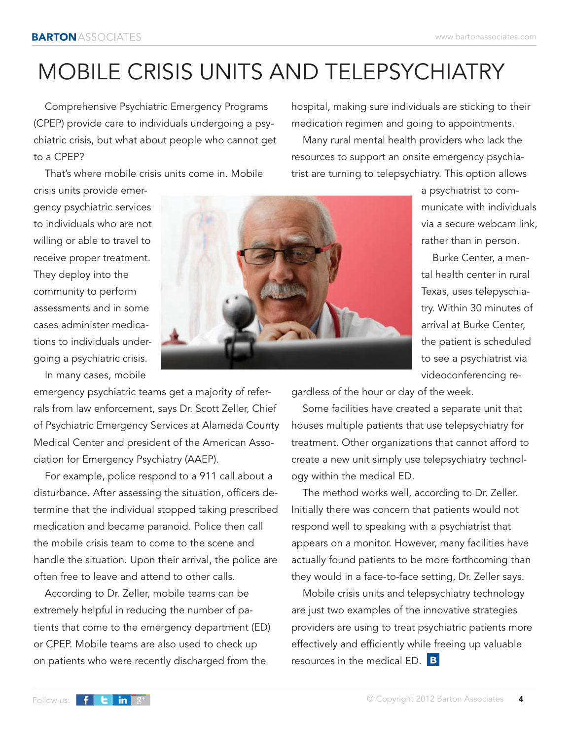# MOBILE CRISIS UNITS AND TELEPSYCHIATRY

Comprehensive Psychiatric Emergency Programs (CPEP) provide care to individuals undergoing a psychiatric crisis, but what about people who cannot get to a CPEP?

That's where mobile crisis units come in. Mobile crisis units provide emergency psychiatric services to individuals who are not willing or able to travel to receive proper treatment. They deploy into the community to perform assessments and in some cases administer medications to individuals undergoing a psychiatric crisis.

In many cases, mobile emergency psychiatric teams get a majority of referrals from law enforcement, says Dr. Scott Zeller, Chief of Psychiatric Emergency Services at Alameda County Medical Center and president of the American Association for Emergency Psychiatry (AAEP).

For example, police respond to a 911 call about a disturbance. After assessing the situation, officers determine that the individual stopped taking prescribed medication and became paranoid. Police then call the mobile crisis team to come to the scene and handle the situation. Upon their arrival, the police are often free to leave and attend to other calls.

According to Dr. Zeller, mobile teams can be extremely helpful in reducing the number of patients that come to the emergency department (ED) or CPEP. Mobile teams are also used to check up on patients who were recently discharged from the hospital, making sure individuals are sticking to their medication regimen and going to appointments.

Many rural mental health providers who lack the resources to support an onsite emergency psychiatrist are turning to telepsychiatry. This option allows a psychiatrist to communicate with individuals via a secure webcam link, rather than in person.

Burke Center, a mental health center in rural Texas, uses telepsychiatry. Within 30 minutes of arrival at Burke Center, the patient is scheduled to see a psychiatrist via videoconferencing regardless of the hour or day of the week.

Some facilities have created a separate unit that houses multiple patients that use telepsychiatry for treatment. Other organizations that cannot afford to create a new unit simply use telepsychiatry technology within the medical ED.

The method works well, according to Dr. Zeller. Initially there was concern that patients would not respond well to speaking with a psychiatrist that appears on a monitor. However, many facilities have actually found patients to be more forthcoming than they would in a face-to-face setting, Dr. Zeller says.

Mobile crisis units and telepsychiatry technology are just two examples of the innovative strategies providers are using to treat psychiatric patients more effectively and efficiently while freeing up valuable resources in the medical ED.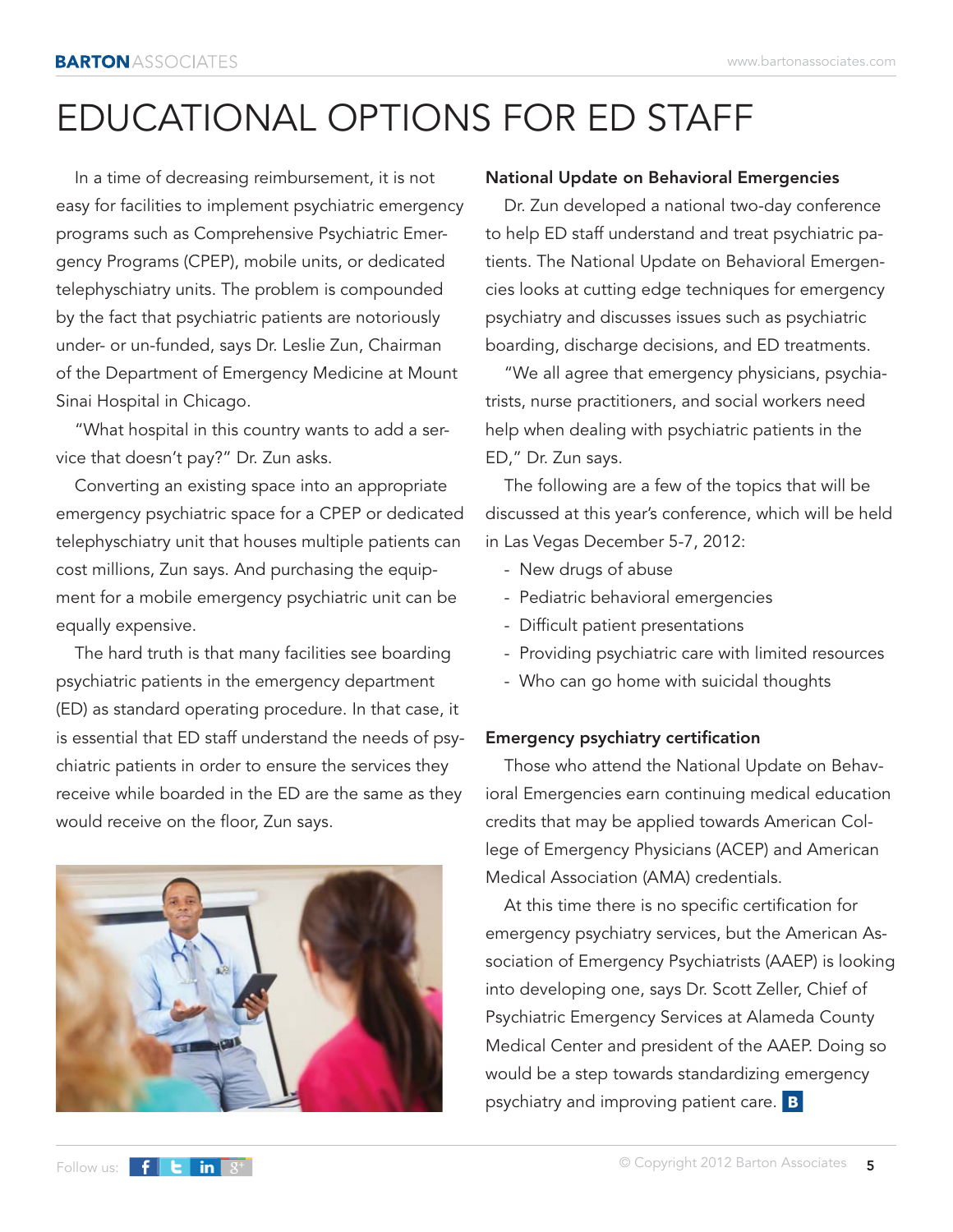# EDUCATIONAL OPTIONS FOR ED STAFF

In a time of decreasing reimbursement, it is not easy for facilities to implement psychiatric emergency programs such as Comprehensive Psychiatric Emergency Programs (CPEP), mobile units, or dedicated telephyschiatry units. The problem is compounded by the fact that psychiatric patients are notoriously under- or un-funded, says Dr. Leslie Zun, Chairman of the Department of Emergency Medicine at Mount Sinai Hospital in Chicago.

"What hospital in this country wants to add a service that doesn't pay?" Dr. Zun asks.

Converting an existing space into an appropriate emergency psychiatric space for a CPEP or dedicated telephyschiatry unit that houses multiple patients can cost millions, Zun says. And purchasing the equipment for a mobile emergency psychiatric unit can be equally expensive.

The hard truth is that many facilities see boarding psychiatric patients in the emergency department (ED) as standard operating procedure. In that case, it is essential that ED staff understand the needs of psychiatric patients in order to ensure the services they receive while boarded in the ED are the same as they would receive on the floor, Zun says.

**National Update on Behavioral Emergencies**

Dr. Zun developed a national two-day conference to help ED staff understand and treat psychiatric patients. The National Update on Behavioral Emergencies looks at cutting edge techniques for emergency psychiatry and discusses issues such as psychiatric boarding, discharge decisions, and ED treatments.

"We all agree that emergency physicians, psychiatrists, nurse practitioners, and social workers need help when dealing with psychiatric patients in the ED," Dr. Zun says.

The following are a few of the topics that will be discussed at this year's conference, which will be held in Las Vegas December 5-7, 2012:

- New drugs of abuse
- Pediatric behavioral emergencies
- Difficult patient presentations
- Providing psychiatric care with limited resources
- Who can go home with suicidal thoughts

**Emergency psychiatry certification**

Those who attend the National Update on Behavioral Emergencies earn continuing medical education credits that may be applied towards American College of Emergency Physicians (ACEP) and American Medical Association (AMA) credentials.

At this time there is no specific certification for emergency psychiatry services, but the American Association of Emergency Psychiatrists (AAEP) is looking into developing one, says Dr. Scott Zeller, Chief of Psychiatric Emergency Services at Alameda County Medical Center and president of the AAEP. Doing so would be a step towards standardizing emergency psychiatry and improving patient care.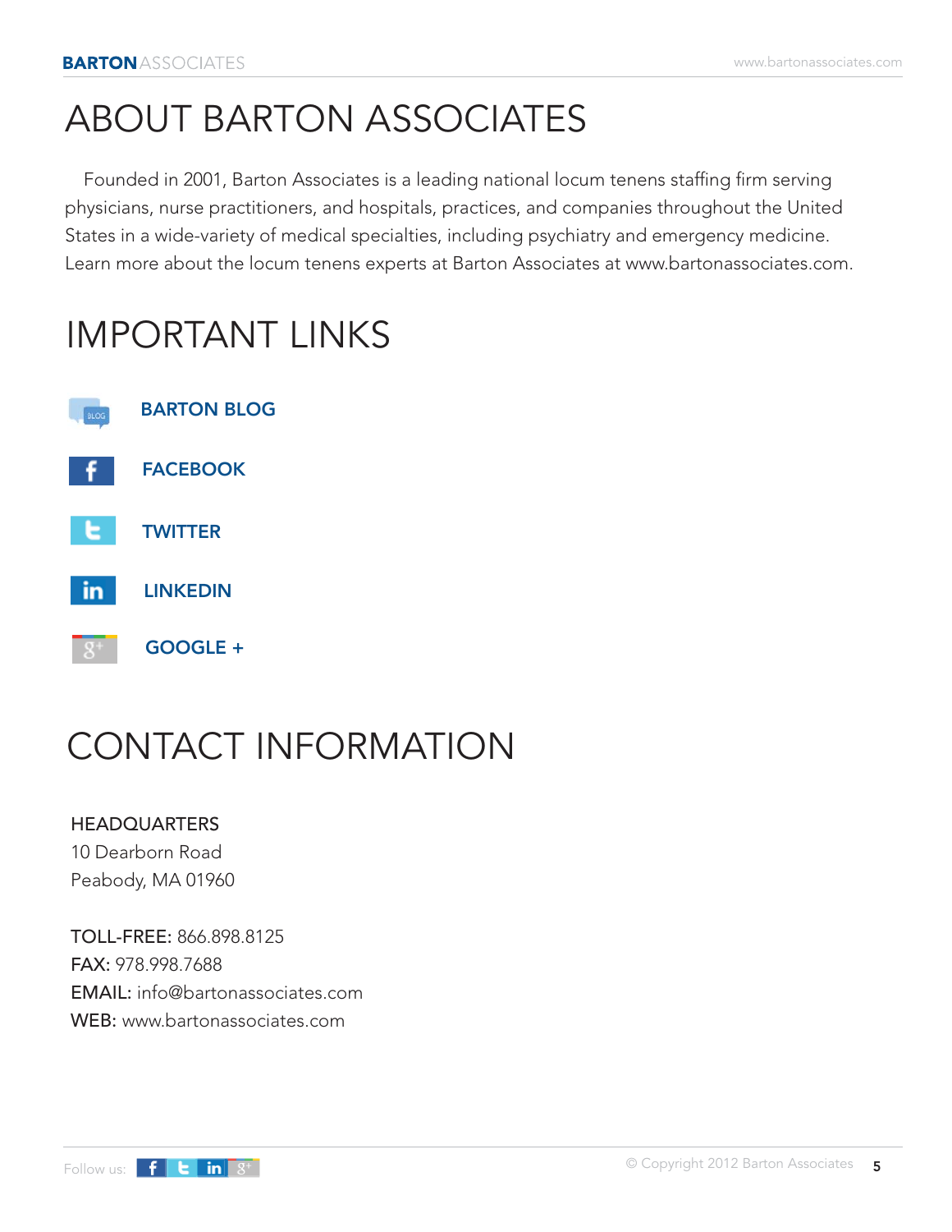# ABOUT BARTON ASSOCIATES

Founded in 2001, Barton Associates is a leading national locum tenens staffing firm serving physicians, nurse practitioners, and hospitals, practices, and companies throughout the United States in a wide-variety of medical specialties, including psychiatry and emergency medicine. Learn more about the locum tenens experts at Barton Associates at www.bartonassociates.com.

# IMPORTANT LINKS

- BARTON BLOG
- FACEBOOK
- TWITTER
- LINKEDIN
- GOOGLE +

# CONTACT INFORMATION

HEADQUARTERS
10 Dearborn Road
Peabody, MA 01960

TOLL-FREE: 866.898.8125
FAX: 978.998.7688
EMAIL: info@bartonassociates.com
WEB: www.bartonassociates.com

Follow us:

© Copyright 2012 Barton Associates